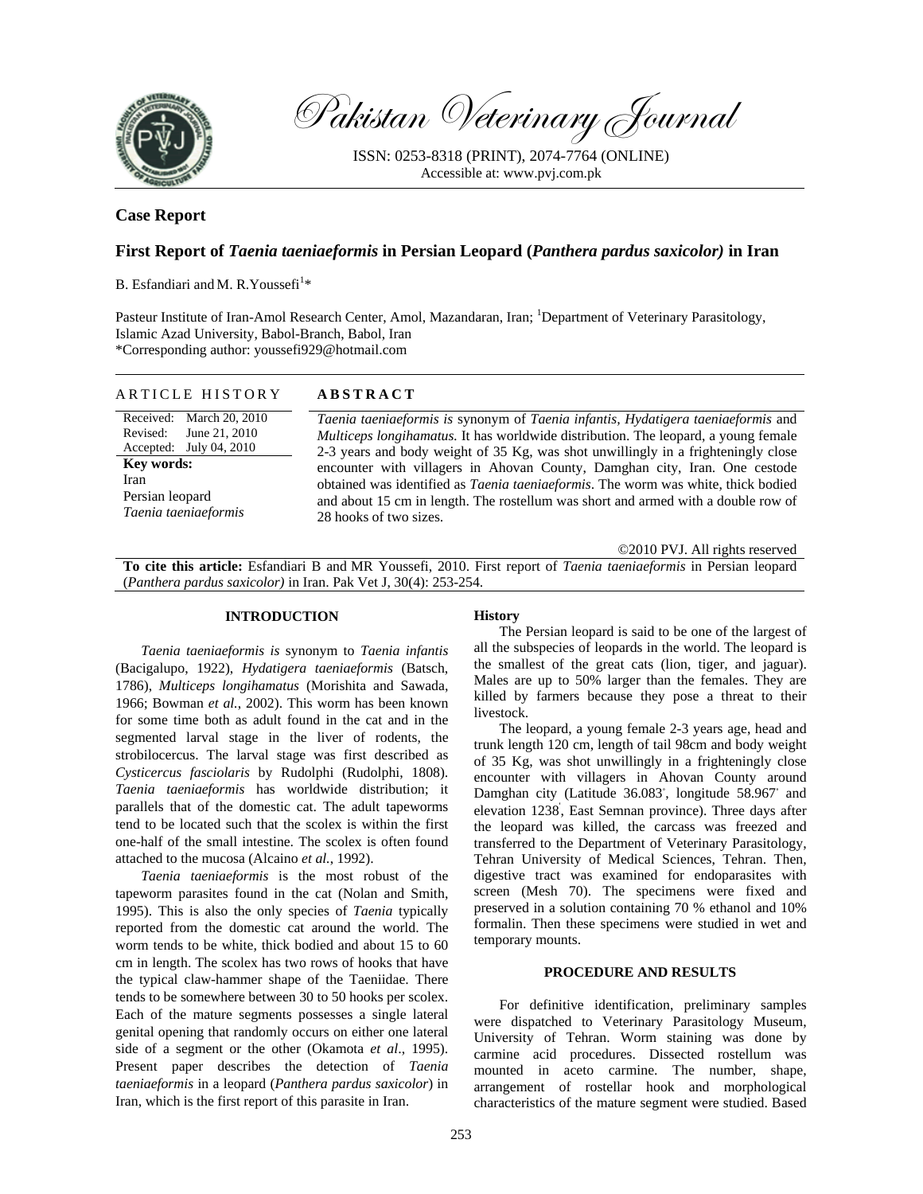Pakistan Veterinary Journal

ISSN: 0253-8318 (PRINT), 2074-7764 (ONLINE)
Accessible at: www.pvj.com.pk

**Case Report**

# First Report of *Taenia taeniaeformis* in Persian Leopard (*Panthera pardus saxicolor)* in Iran

B. Esfandiari and M. R.Youssefi[1]*

Pasteur Institute of Iran-Amol Research Center, Amol, Mazandaran, Iran; [1]Department of Veterinary Parasitology, Islamic Azad University, Babol-Branch, Babol, Iran
*Corresponding author: youssefi929@hotmail.com

## ARTICLE HISTORY

Received: March 20, 2010
Revised: June 21, 2010
Accepted: July 04, 2010

**Key words:**
Iran
Persian leopard
*Taenia taeniaeformis*

## ABSTRACT

*Taenia taeniaeformis is* synonym of *Taenia infantis*, *Hydatigera taeniaeformis* and *Multiceps longihamatus.* It has worldwide distribution. The leopard, a young female 2-3 years and body weight of 35 Kg, was shot unwillingly in a frighteningly close encounter with villagers in Ahovan County, Damghan city, Iran. One cestode obtained was identified as *Taenia taeniaeformis*. The worm was white, thick bodied and about 15 cm in length. The rostellum was short and armed with a double row of 28 hooks of two sizes.

©2010 PVJ. All rights reserved

**To cite this article:** Esfandiari B and MR Youssefi, 2010. First report of *Taenia taeniaeformis* in Persian leopard (*Panthera pardus saxicolor)* in Iran. Pak Vet J, 30(4): 253-254.

## INTRODUCTION

*Taenia taeniaeformis is* synonym to *Taenia infantis* (Bacigalupo, 1922), *Hydatigera taeniaeformis* (Batsch, 1786), *Multiceps longihamatus* (Morishita and Sawada, 1966; Bowman *et al.*, 2002). This worm has been known for some time both as adult found in the cat and in the segmented larval stage in the liver of rodents, the strobilocercus. The larval stage was first described as *Cysticercus fasciolaris* by Rudolphi (Rudolphi, 1808). *Taenia taeniaeformis* has worldwide distribution; it parallels that of the domestic cat. The adult tapeworms tend to be located such that the scolex is within the first one-half of the small intestine. The scolex is often found attached to the mucosa (Alcaino *et al.*, 1992).

*Taenia taeniaeformis* is the most robust of the tapeworm parasites found in the cat (Nolan and Smith, 1995). This is also the only species of *Taenia* typically reported from the domestic cat around the world. The worm tends to be white, thick bodied and about 15 to 60 cm in length. The scolex has two rows of hooks that have the typical claw-hammer shape of the Taeniidae. There tends to be somewhere between 30 to 50 hooks per scolex. Each of the mature segments possesses a single lateral genital opening that randomly occurs on either one lateral side of a segment or the other (Okamota *et al*., 1995). Present paper describes the detection of *Taenia taeniaeformis* in a leopard (*Panthera pardus saxicolor*) in Iran, which is the first report of this parasite in Iran.

### History

The Persian leopard is said to be one of the largest of all the subspecies of leopards in the world. The leopard is the smallest of the great cats (lion, tiger, and jaguar). Males are up to 50% larger than the females. They are killed by farmers because they pose a threat to their livestock.

The leopard, a young female 2-3 years age, head and trunk length 120 cm, length of tail 98cm and body weight of 35 Kg, was shot unwillingly in a frighteningly close encounter with villagers in Ahovan County around Damghan city (Latitude 36.083°, longitude 58.967° and elevation 1238', East Semnan province). Three days after the leopard was killed, the carcass was freezed and transferred to the Department of Veterinary Parasitology, Tehran University of Medical Sciences, Tehran. Then, digestive tract was examined for endoparasites with screen (Mesh 70). The specimens were fixed and preserved in a solution containing 70 % ethanol and 10% formalin. Then these specimens were studied in wet and temporary mounts.

## PROCEDURE AND RESULTS

For definitive identification, preliminary samples were dispatched to Veterinary Parasitology Museum, University of Tehran. Worm staining was done by carmine acid procedures. Dissected rostellum was mounted in aceto carmine. The number, shape, arrangement of rostellar hook and morphological characteristics of the mature segment were studied. Based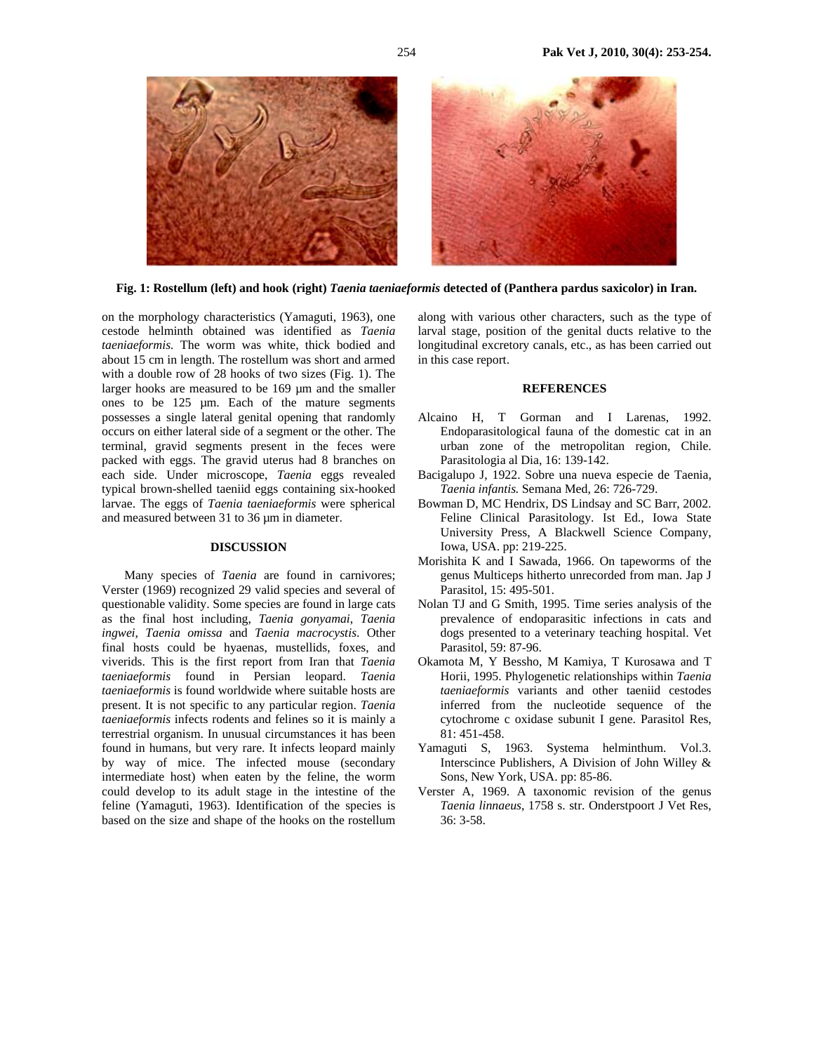**Fig. 1: Rostellum (left) and hook (right) *Taenia taeniaeformis* detected of (Panthera pardus saxicolor) in Iran.**

on the morphology characteristics (Yamaguti, 1963), one cestode helminth obtained was identified as *Taenia taeniaeformis.* The worm was white, thick bodied and about 15 cm in length. The rostellum was short and armed with a double row of 28 hooks of two sizes (Fig. 1). The larger hooks are measured to be 169 µm and the smaller ones to be 125 µm. Each of the mature segments possesses a single lateral genital opening that randomly occurs on either lateral side of a segment or the other. The terminal, gravid segments present in the feces were packed with eggs. The gravid uterus had 8 branches on each side. Under microscope, *Taenia* eggs revealed typical brown-shelled taeniid eggs containing six-hooked larvae. The eggs of *Taenia taeniaeformis* were spherical and measured between 31 to 36 µm in diameter.

## DISCUSSION

Many species of *Taenia* are found in carnivores; Verster (1969) recognized 29 valid species and several of questionable validity. Some species are found in large cats as the final host including, *Taenia gonyamai*, *Taenia ingwei*, *Taenia omissa* and *Taenia macrocystis*. Other final hosts could be hyaenas, mustellids, foxes, and viverids. This is the first report from Iran that *Taenia taeniaeformis* found in Persian leopard. *Taenia taeniaeformis* is found worldwide where suitable hosts are present. It is not specific to any particular region. *Taenia taeniaeformis* infects rodents and felines so it is mainly a terrestrial organism. In unusual circumstances it has been found in humans, but very rare. It infects leopard mainly by way of mice. The infected mouse (secondary intermediate host) when eaten by the feline, the worm could develop to its adult stage in the intestine of the feline (Yamaguti, 1963). Identification of the species is based on the size and shape of the hooks on the rostellum along with various other characters, such as the type of larval stage, position of the genital ducts relative to the longitudinal excretory canals, etc., as has been carried out in this case report.

## REFERENCES

Alcaino H, T Gorman and I Larenas, 1992. Endoparasitological fauna of the domestic cat in an urban zone of the metropolitan region, Chile. Parasitologia al Dia, 16: 139-142.

Bacigalupo J, 1922. Sobre una nueva especie de Taenia, *Taenia infantis.* Semana Med, 26: 726-729.

Bowman D, MC Hendrix, DS Lindsay and SC Barr, 2002. Feline Clinical Parasitology. Ist Ed., Iowa State University Press, A Blackwell Science Company, Iowa, USA. pp: 219-225.

Morishita K and I Sawada, 1966. On tapeworms of the genus Multiceps hitherto unrecorded from man. Jap J Parasitol, 15: 495-501.

Nolan TJ and G Smith, 1995. Time series analysis of the prevalence of endoparasitic infections in cats and dogs presented to a veterinary teaching hospital. Vet Parasitol, 59: 87-96.

Okamota M, Y Bessho, M Kamiya, T Kurosawa and T Horii, 1995. Phylogenetic relationships within *Taenia taeniaeformis* variants and other taeniid cestodes inferred from the nucleotide sequence of the cytochrome c oxidase subunit I gene. Parasitol Res, 81: 451-458.

Yamaguti S, 1963. Systema helminthum. Vol.3. Interscince Publishers, A Division of John Willey & Sons, New York, USA. pp: 85-86.

Verster A, 1969. A taxonomic revision of the genus *Taenia linnaeus*, 1758 s. str. Onderstpoort J Vet Res, 36: 3-58.